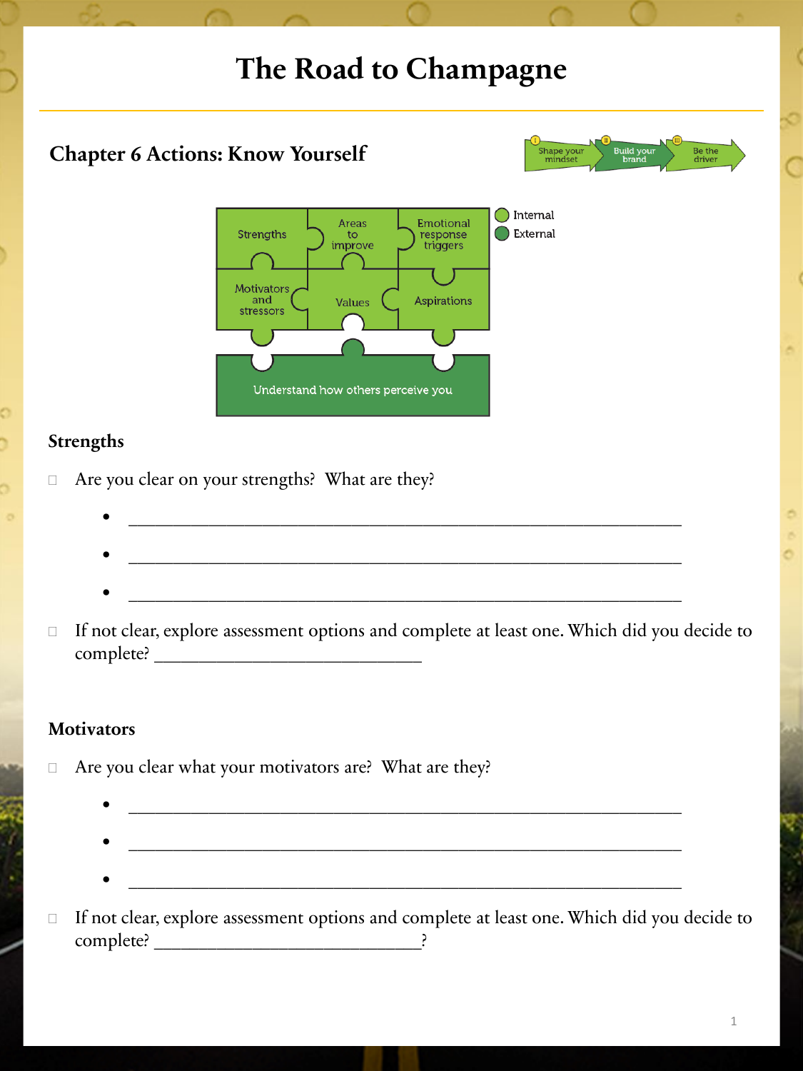# The Road to Champagne

## Chapter 6 Actions: Know Yourself

Shape your mindset | Build your brand | Be the driver

Strengths | Areas to improve | Emotional response triggers
Motivators and stressors | Values | Aspirations
Understand how others perceive you

Internal
External

### Strengths

- ☐ Are you clear on your strengths? What are they?
  - ______________________________________________________________
  - ______________________________________________________________
  - ______________________________________________________________
- ☐ If not clear, explore assessment options and complete at least one. Which did you decide to complete? ______________________________

### Motivators

- ☐ Are you clear what your motivators are? What are they?
  - ______________________________________________________________
  - ______________________________________________________________
  - ______________________________________________________________
- ☐ If not clear, explore assessment options and complete at least one. Which did you decide to complete? ______________________________?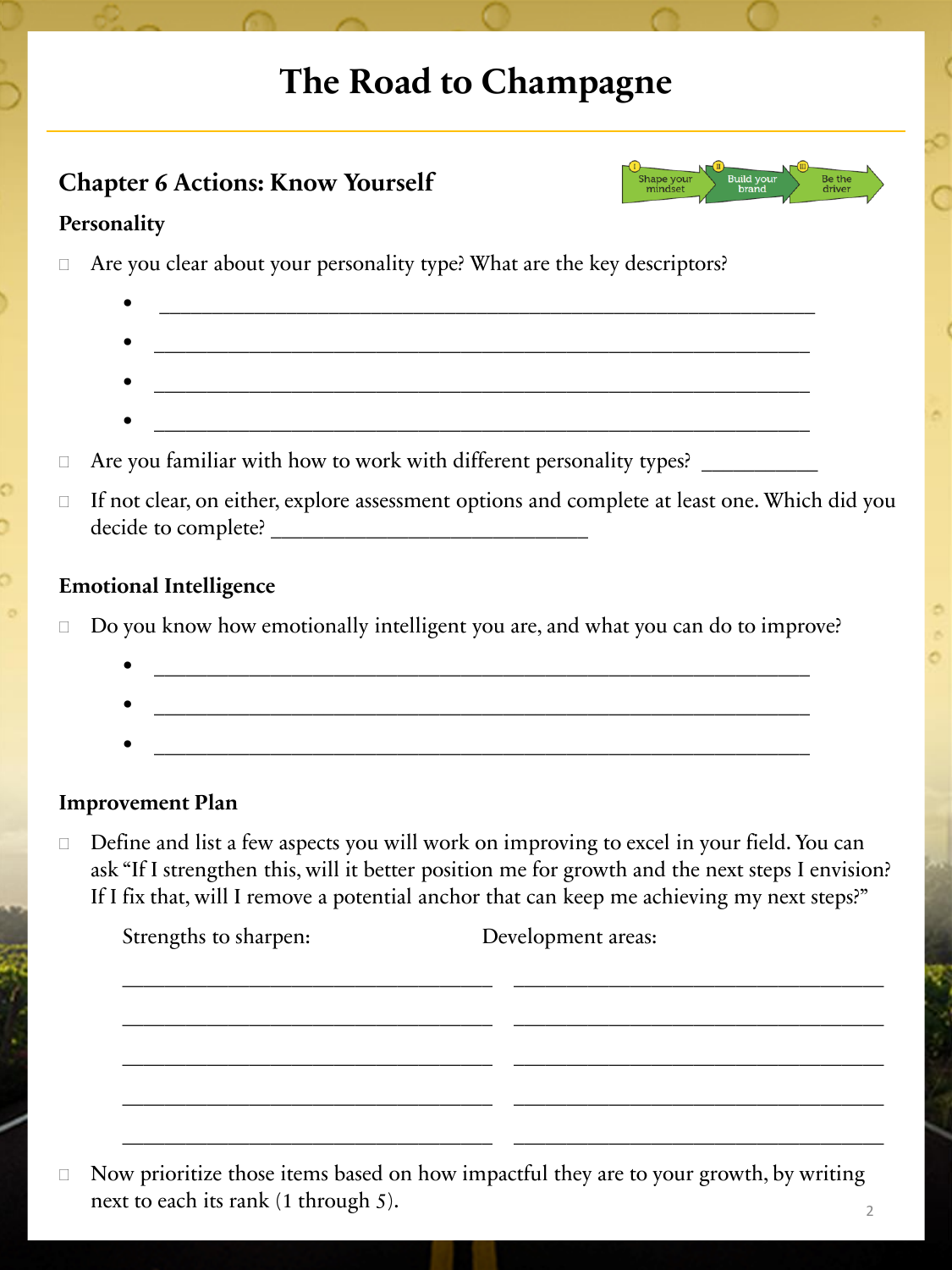# The Road to Champagne

## Chapter 6 Actions: Know Yourself

Shape your mindset → Build your brand → Be the driver

### Personality

- ☐ Are you clear about your personality type? What are the key descriptors?
  - ___________________________________________
  - ___________________________________________
  - ___________________________________________
  - ___________________________________________
- ☐ Are you familiar with how to work with different personality types? ___________
- ☐ If not clear, on either, explore assessment options and complete at least one. Which did you decide to complete? _____________________________

### Emotional Intelligence

- ☐ Do you know how emotionally intelligent you are, and what you can do to improve?
  - ___________________________________________
  - ___________________________________________
  - ___________________________________________

### Improvement Plan

- ☐ Define and list a few aspects you will work on improving to excel in your field. You can ask "If I strengthen this, will it better position me for growth and the next steps I envision? If I fix that, will I remove a potential anchor that can keep me achieving my next steps?"

| Strengths to sharpen: | Development areas: |
| --- | --- |
| ______________________ | ______________________ |
| ______________________ | ______________________ |
| ______________________ | ______________________ |
| ______________________ | ______________________ |
| ______________________ | ______________________ |

- ☐ Now prioritize those items based on how impactful they are to your growth, by writing next to each its rank (1 through 5).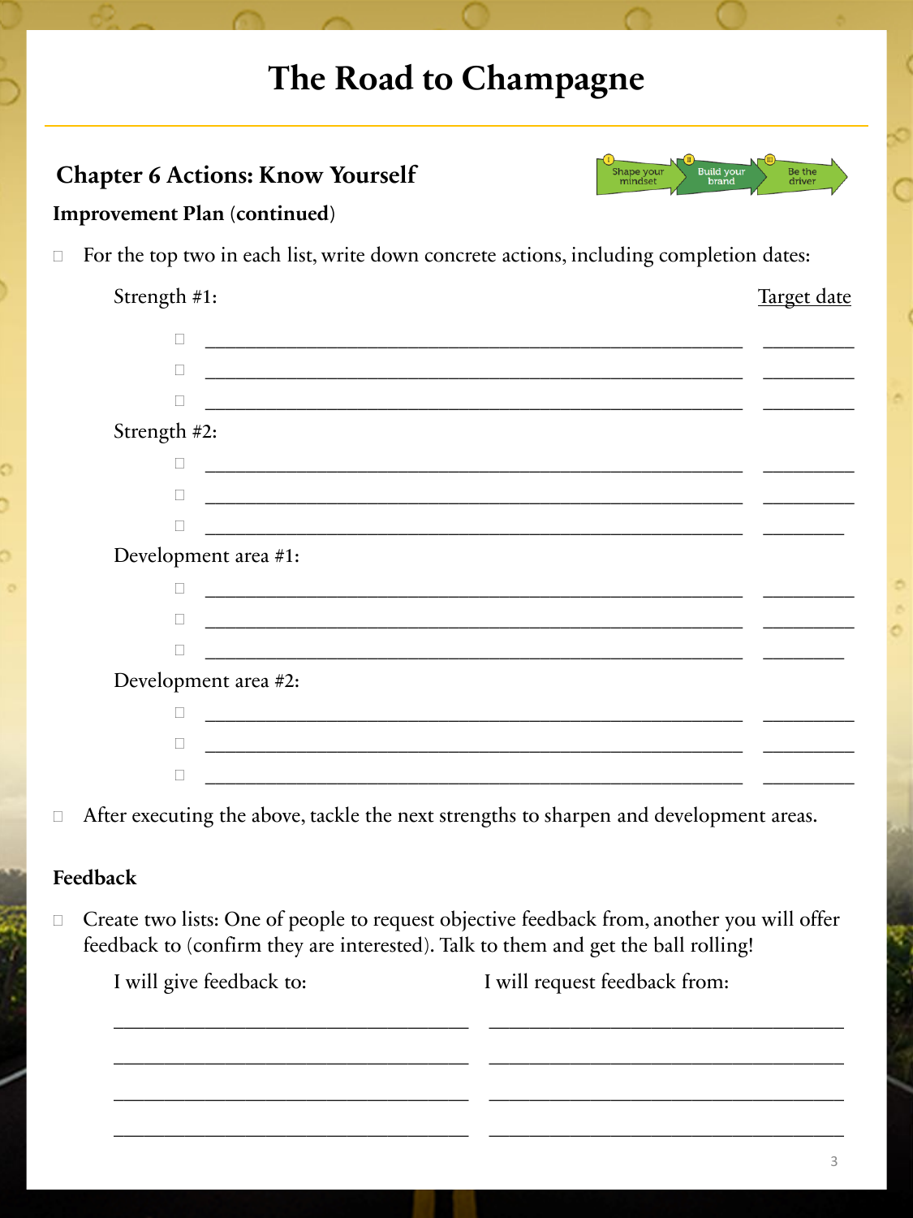# The Road to Champagne

## Chapter 6 Actions: Know Yourself

Shape your mindset | Build your brand | Be the driver

**Improvement Plan (continued)**

- For the top two in each list, write down concrete actions, including completion dates:

Strength #1: Target date

- ___________________________________________ _________
- ___________________________________________ _________
- ___________________________________________ _________

Strength #2:

- ___________________________________________ _________
- ___________________________________________ _________
- ___________________________________________ _________

Development area #1:

- ___________________________________________ _________
- ___________________________________________ _________
- ___________________________________________ _________

Development area #2:

- ___________________________________________ _________
- ___________________________________________ _________
- ___________________________________________ _________

- After executing the above, tackle the next strengths to sharpen and development areas.

**Feedback**

- Create two lists: One of people to request objective feedback from, another you will offer feedback to (confirm they are interested). Talk to them and get the ball rolling!

| I will give feedback to: | I will request feedback from: |
|---|---|
| ______________________________ | ______________________________ |
| ______________________________ | ______________________________ |
| ______________________________ | ______________________________ |
| ______________________________ | ______________________________ |